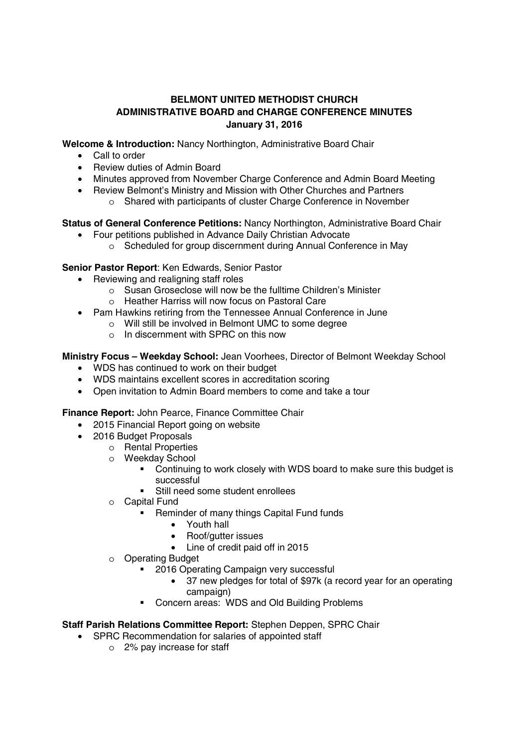**BELMONT UNITED METHODIST CHURCH**
**ADMINISTRATIVE BOARD and CHARGE CONFERENCE MINUTES**
**January 31, 2016**

**Welcome & Introduction:** Nancy Northington, Administrative Board Chair

- Call to order
- Review duties of Admin Board
- Minutes approved from November Charge Conference and Admin Board Meeting
- Review Belmont's Ministry and Mission with Other Churches and Partners
  - Shared with participants of cluster Charge Conference in November

**Status of General Conference Petitions:** Nancy Northington, Administrative Board Chair

- Four petitions published in Advance Daily Christian Advocate
  - Scheduled for group discernment during Annual Conference in May

**Senior Pastor Report**: Ken Edwards, Senior Pastor

- Reviewing and realigning staff roles
  - Susan Groseclose will now be the fulltime Children's Minister
  - Heather Harriss will now focus on Pastoral Care
- Pam Hawkins retiring from the Tennessee Annual Conference in June
  - Will still be involved in Belmont UMC to some degree
  - In discernment with SPRC on this now

**Ministry Focus – Weekday School:** Jean Voorhees, Director of Belmont Weekday School

- WDS has continued to work on their budget
- WDS maintains excellent scores in accreditation scoring
- Open invitation to Admin Board members to come and take a tour

**Finance Report:** John Pearce, Finance Committee Chair

- 2015 Financial Report going on website
- 2016 Budget Proposals
  - Rental Properties
  - Weekday School
    - Continuing to work closely with WDS board to make sure this budget is successful
    - Still need some student enrollees
  - Capital Fund
    - Reminder of many things Capital Fund funds
      - Youth hall
      - Roof/gutter issues
      - Line of credit paid off in 2015
  - Operating Budget
    - 2016 Operating Campaign very successful
      - 37 new pledges for total of $97k (a record year for an operating campaign)
    - Concern areas: WDS and Old Building Problems

**Staff Parish Relations Committee Report:** Stephen Deppen, SPRC Chair

- SPRC Recommendation for salaries of appointed staff
  - 2% pay increase for staff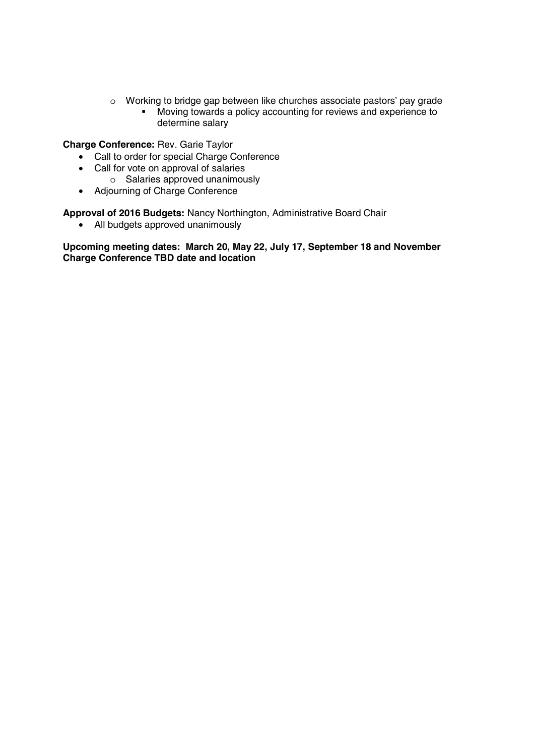- Working to bridge gap between like churches associate pastors' pay grade
  - Moving towards a policy accounting for reviews and experience to determine salary

**Charge Conference:** Rev. Garie Taylor

- Call to order for special Charge Conference
- Call for vote on approval of salaries
  - Salaries approved unanimously
- Adjourning of Charge Conference

**Approval of 2016 Budgets:** Nancy Northington, Administrative Board Chair

- All budgets approved unanimously

**Upcoming meeting dates: March 20, May 22, July 17, September 18 and November Charge Conference TBD date and location**